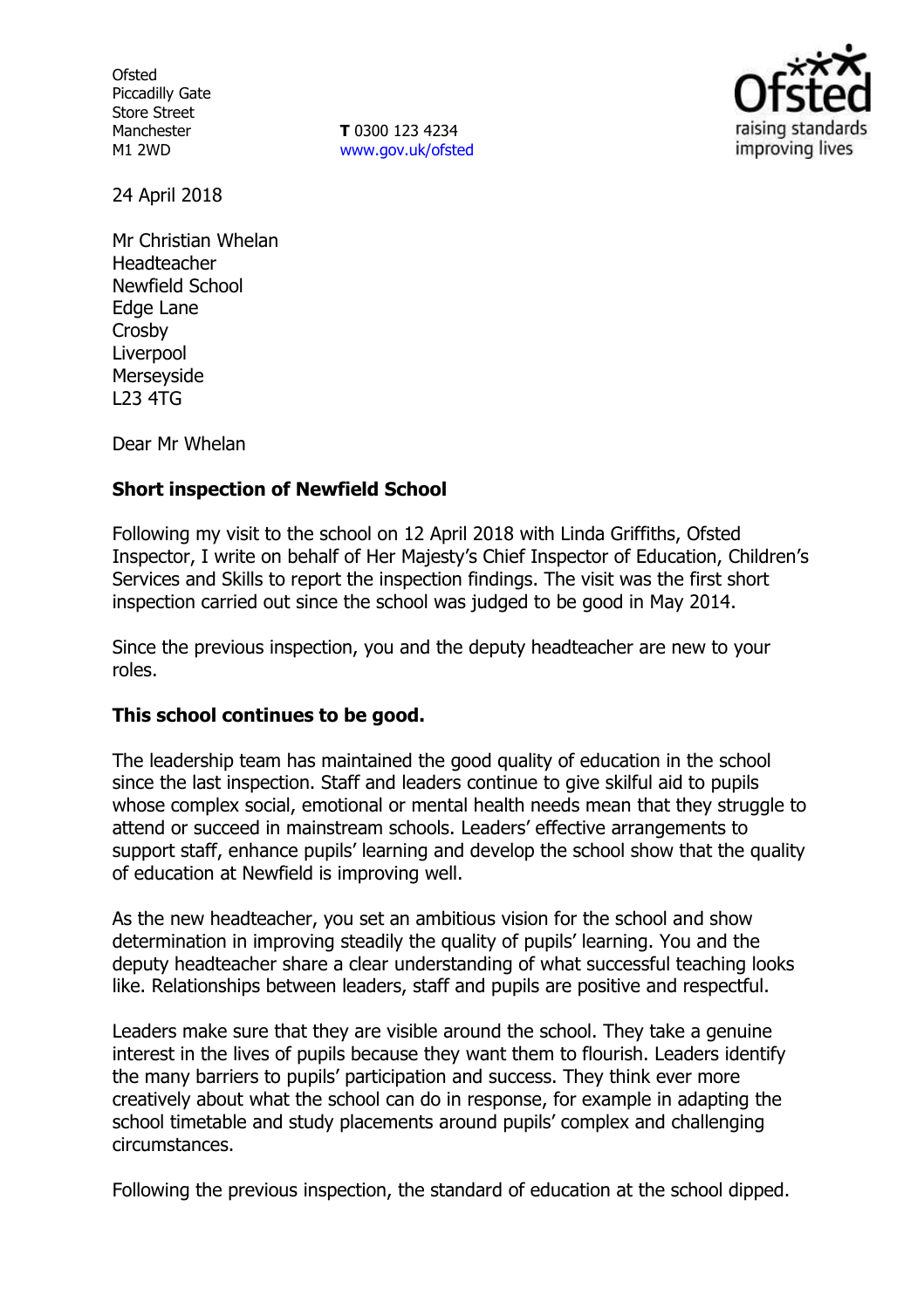Ofsted
Piccadilly Gate
Store Street
Manchester
M1 2WD

**T** 0300 123 4234
www.gov.uk/ofsted

24 April 2018

Mr Christian Whelan
Headteacher
Newfield School
Edge Lane
Crosby
Liverpool
Merseyside
L23 4TG

Dear Mr Whelan

**Short inspection of Newfield School**

Following my visit to the school on 12 April 2018 with Linda Griffiths, Ofsted Inspector, I write on behalf of Her Majesty's Chief Inspector of Education, Children's Services and Skills to report the inspection findings. The visit was the first short inspection carried out since the school was judged to be good in May 2014.

Since the previous inspection, you and the deputy headteacher are new to your roles.

**This school continues to be good.**

The leadership team has maintained the good quality of education in the school since the last inspection. Staff and leaders continue to give skilful aid to pupils whose complex social, emotional or mental health needs mean that they struggle to attend or succeed in mainstream schools. Leaders' effective arrangements to support staff, enhance pupils' learning and develop the school show that the quality of education at Newfield is improving well.

As the new headteacher, you set an ambitious vision for the school and show determination in improving steadily the quality of pupils' learning. You and the deputy headteacher share a clear understanding of what successful teaching looks like. Relationships between leaders, staff and pupils are positive and respectful.

Leaders make sure that they are visible around the school. They take a genuine interest in the lives of pupils because they want them to flourish. Leaders identify the many barriers to pupils' participation and success. They think ever more creatively about what the school can do in response, for example in adapting the school timetable and study placements around pupils' complex and challenging circumstances.

Following the previous inspection, the standard of education at the school dipped.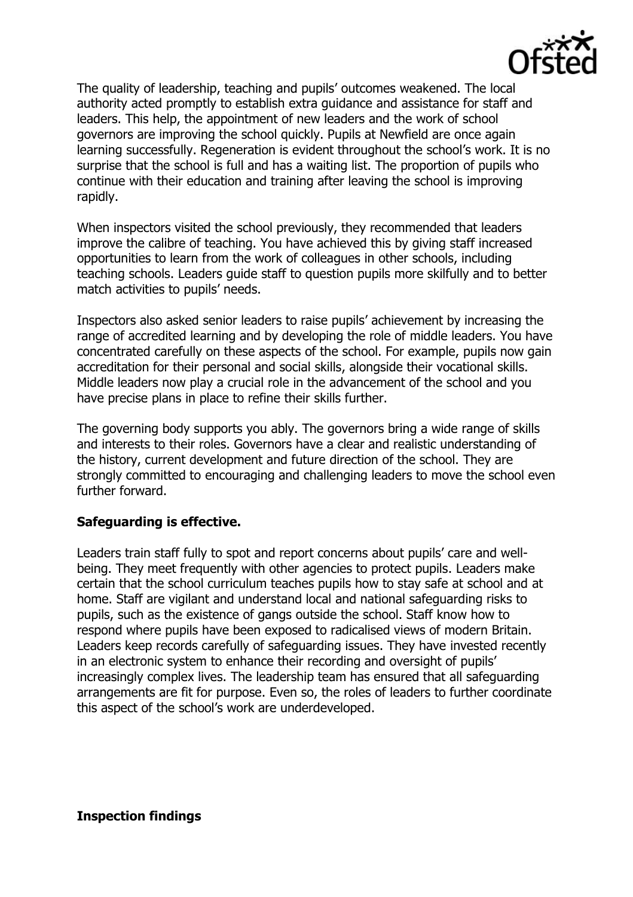The quality of leadership, teaching and pupils' outcomes weakened. The local authority acted promptly to establish extra guidance and assistance for staff and leaders. This help, the appointment of new leaders and the work of school governors are improving the school quickly. Pupils at Newfield are once again learning successfully. Regeneration is evident throughout the school's work. It is no surprise that the school is full and has a waiting list. The proportion of pupils who continue with their education and training after leaving the school is improving rapidly.

When inspectors visited the school previously, they recommended that leaders improve the calibre of teaching. You have achieved this by giving staff increased opportunities to learn from the work of colleagues in other schools, including teaching schools. Leaders guide staff to question pupils more skilfully and to better match activities to pupils' needs.

Inspectors also asked senior leaders to raise pupils' achievement by increasing the range of accredited learning and by developing the role of middle leaders. You have concentrated carefully on these aspects of the school. For example, pupils now gain accreditation for their personal and social skills, alongside their vocational skills. Middle leaders now play a crucial role in the advancement of the school and you have precise plans in place to refine their skills further.

The governing body supports you ably. The governors bring a wide range of skills and interests to their roles. Governors have a clear and realistic understanding of the history, current development and future direction of the school. They are strongly committed to encouraging and challenging leaders to move the school even further forward.

**Safeguarding is effective.**

Leaders train staff fully to spot and report concerns about pupils' care and well-being. They meet frequently with other agencies to protect pupils. Leaders make certain that the school curriculum teaches pupils how to stay safe at school and at home. Staff are vigilant and understand local and national safeguarding risks to pupils, such as the existence of gangs outside the school. Staff know how to respond where pupils have been exposed to radicalised views of modern Britain. Leaders keep records carefully of safeguarding issues. They have invested recently in an electronic system to enhance their recording and oversight of pupils' increasingly complex lives. The leadership team has ensured that all safeguarding arrangements are fit for purpose. Even so, the roles of leaders to further coordinate this aspect of the school's work are underdeveloped.

**Inspection findings**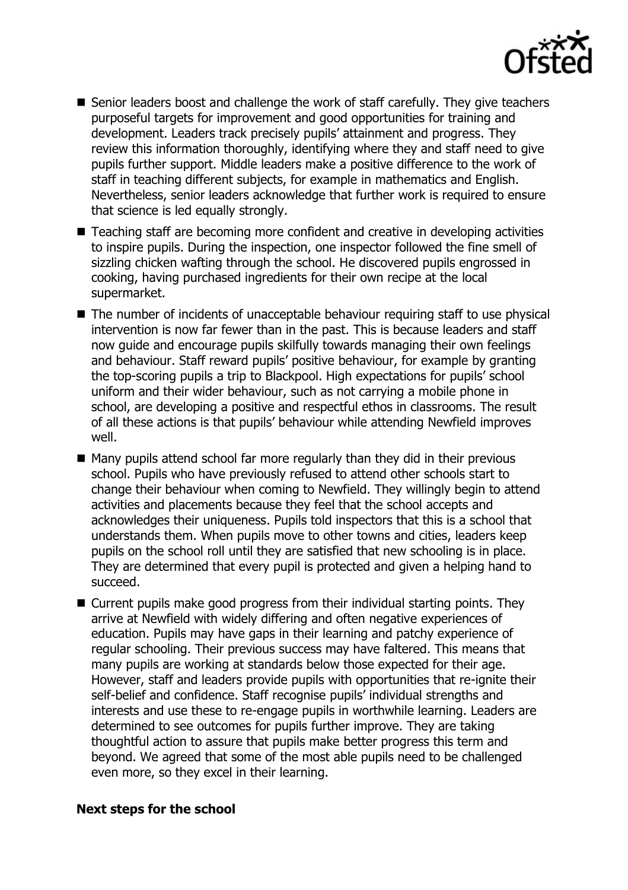- Senior leaders boost and challenge the work of staff carefully. They give teachers purposeful targets for improvement and good opportunities for training and development. Leaders track precisely pupils' attainment and progress. They review this information thoroughly, identifying where they and staff need to give pupils further support. Middle leaders make a positive difference to the work of staff in teaching different subjects, for example in mathematics and English. Nevertheless, senior leaders acknowledge that further work is required to ensure that science is led equally strongly.
- Teaching staff are becoming more confident and creative in developing activities to inspire pupils. During the inspection, one inspector followed the fine smell of sizzling chicken wafting through the school. He discovered pupils engrossed in cooking, having purchased ingredients for their own recipe at the local supermarket.
- The number of incidents of unacceptable behaviour requiring staff to use physical intervention is now far fewer than in the past. This is because leaders and staff now guide and encourage pupils skilfully towards managing their own feelings and behaviour. Staff reward pupils' positive behaviour, for example by granting the top-scoring pupils a trip to Blackpool. High expectations for pupils' school uniform and their wider behaviour, such as not carrying a mobile phone in school, are developing a positive and respectful ethos in classrooms. The result of all these actions is that pupils' behaviour while attending Newfield improves well.
- Many pupils attend school far more regularly than they did in their previous school. Pupils who have previously refused to attend other schools start to change their behaviour when coming to Newfield. They willingly begin to attend activities and placements because they feel that the school accepts and acknowledges their uniqueness. Pupils told inspectors that this is a school that understands them. When pupils move to other towns and cities, leaders keep pupils on the school roll until they are satisfied that new schooling is in place. They are determined that every pupil is protected and given a helping hand to succeed.
- Current pupils make good progress from their individual starting points. They arrive at Newfield with widely differing and often negative experiences of education. Pupils may have gaps in their learning and patchy experience of regular schooling. Their previous success may have faltered. This means that many pupils are working at standards below those expected for their age. However, staff and leaders provide pupils with opportunities that re-ignite their self-belief and confidence. Staff recognise pupils' individual strengths and interests and use these to re-engage pupils in worthwhile learning. Leaders are determined to see outcomes for pupils further improve. They are taking thoughtful action to assure that pupils make better progress this term and beyond. We agreed that some of the most able pupils need to be challenged even more, so they excel in their learning.

**Next steps for the school**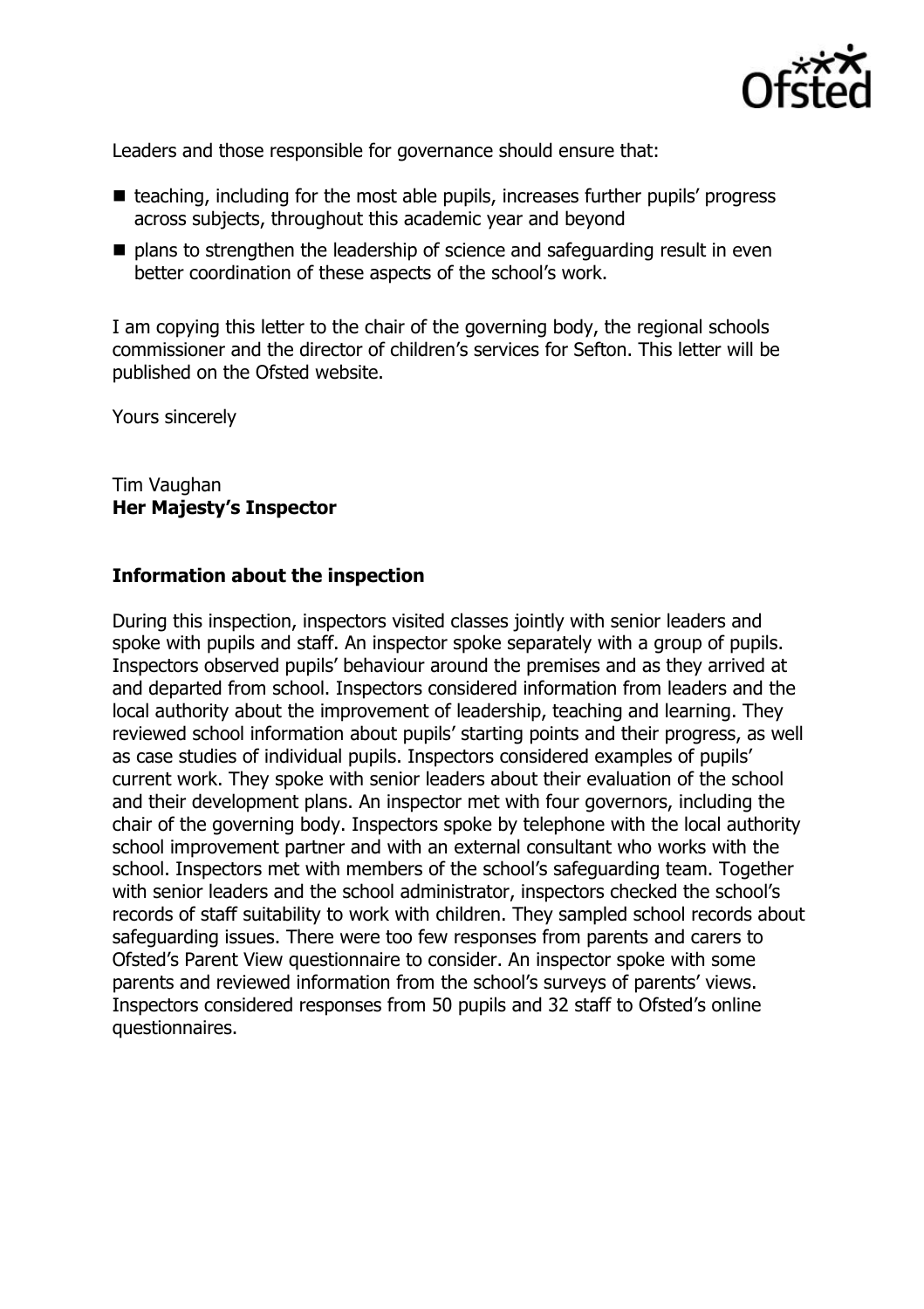Leaders and those responsible for governance should ensure that:

- teaching, including for the most able pupils, increases further pupils' progress across subjects, throughout this academic year and beyond
- plans to strengthen the leadership of science and safeguarding result in even better coordination of these aspects of the school's work.

I am copying this letter to the chair of the governing body, the regional schools commissioner and the director of children's services for Sefton. This letter will be published on the Ofsted website.

Yours sincerely

Tim Vaughan
**Her Majesty's Inspector**

## Information about the inspection

During this inspection, inspectors visited classes jointly with senior leaders and spoke with pupils and staff. An inspector spoke separately with a group of pupils. Inspectors observed pupils' behaviour around the premises and as they arrived at and departed from school. Inspectors considered information from leaders and the local authority about the improvement of leadership, teaching and learning. They reviewed school information about pupils' starting points and their progress, as well as case studies of individual pupils. Inspectors considered examples of pupils' current work. They spoke with senior leaders about their evaluation of the school and their development plans. An inspector met with four governors, including the chair of the governing body. Inspectors spoke by telephone with the local authority school improvement partner and with an external consultant who works with the school. Inspectors met with members of the school's safeguarding team. Together with senior leaders and the school administrator, inspectors checked the school's records of staff suitability to work with children. They sampled school records about safeguarding issues. There were too few responses from parents and carers to Ofsted's Parent View questionnaire to consider. An inspector spoke with some parents and reviewed information from the school's surveys of parents' views. Inspectors considered responses from 50 pupils and 32 staff to Ofsted's online questionnaires.